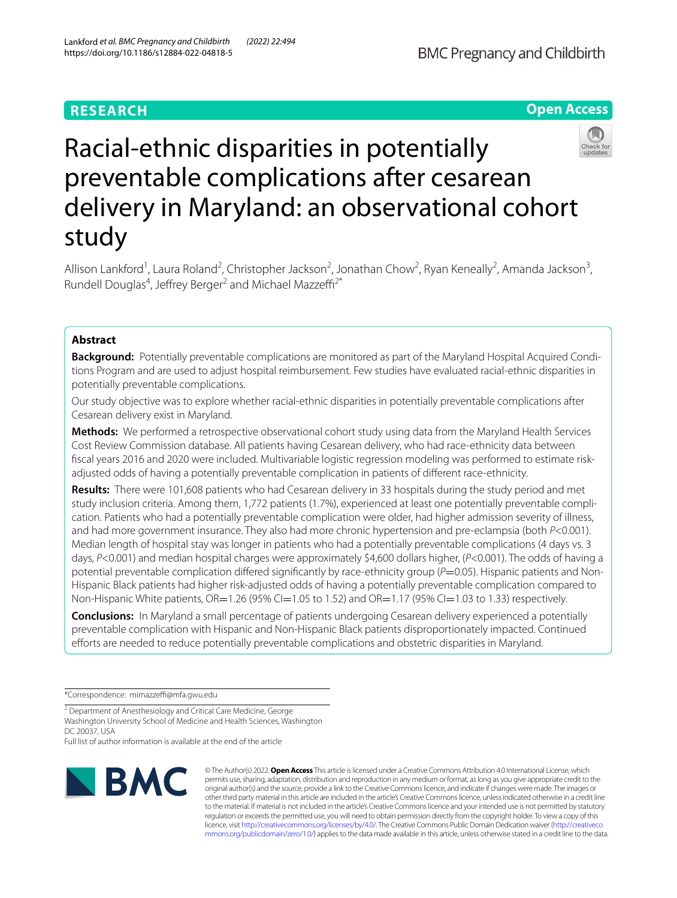**RESEARCH** **Open Access**

# Racial-ethnic disparities in potentially preventable complications after cesarean delivery in Maryland: an observational cohort study

Allison Lankford[1], Laura Roland[2], Christopher Jackson[2], Jonathan Chow[2], Ryan Keneally[2], Amanda Jackson[3], Rundell Douglas[4], Jeffrey Berger[2] and Michael Mazzeffi[2*]

## Abstract

**Background:** Potentially preventable complications are monitored as part of the Maryland Hospital Acquired Conditions Program and are used to adjust hospital reimbursement. Few studies have evaluated racial-ethnic disparities in potentially preventable complications.

Our study objective was to explore whether racial-ethnic disparities in potentially preventable complications after Cesarean delivery exist in Maryland.

**Methods:** We performed a retrospective observational cohort study using data from the Maryland Health Services Cost Review Commission database. All patients having Cesarean delivery, who had race-ethnicity data between fiscal years 2016 and 2020 were included. Multivariable logistic regression modeling was performed to estimate risk-adjusted odds of having a potentially preventable complication in patients of different race-ethnicity.

**Results:** There were 101,608 patients who had Cesarean delivery in 33 hospitals during the study period and met study inclusion criteria. Among them, 1,772 patients (1.7%), experienced at least one potentially preventable complication. Patients who had a potentially preventable complication were older, had higher admission severity of illness, and had more government insurance. They also had more chronic hypertension and pre-eclampsia (both $P<0.001$). Median length of hospital stay was longer in patients who had a potentially preventable complications (4 days vs. 3 days, $P<0.001$) and median hospital charges were approximately $4,600 dollars higher, ($P<0.001$). The odds of having a potential preventable complication differed significantly by race-ethnicity group ($P=0.05$). Hispanic patients and Non-Hispanic Black patients had higher risk-adjusted odds of having a potentially preventable complication compared to Non-Hispanic White patients, OR=1.26 (95% CI=1.05 to 1.52) and OR=1.17 (95% CI=1.03 to 1.33) respectively.

**Conclusions:** In Maryland a small percentage of patients undergoing Cesarean delivery experienced a potentially preventable complication with Hispanic and Non-Hispanic Black patients disproportionately impacted. Continued efforts are needed to reduce potentially preventable complications and obstetric disparities in Maryland.

*Correspondence: mimazzeffi@mfa.gwu.edu

[2] Department of Anesthesiology and Critical Care Medicine, George Washington University School of Medicine and Health Sciences, Washington DC 20037, USA

Full list of author information is available at the end of the article

© The Author(s) 2022. **Open Access** This article is licensed under a Creative Commons Attribution 4.0 International License, which permits use, sharing, adaptation, distribution and reproduction in any medium or format, as long as you give appropriate credit to the original author(s) and the source, provide a link to the Creative Commons licence, and indicate if changes were made. The images or other third party material in this article are included in the article's Creative Commons licence, unless indicated otherwise in a credit line to the material. If material is not included in the article's Creative Commons licence and your intended use is not permitted by statutory regulation or exceeds the permitted use, you will need to obtain permission directly from the copyright holder. To view a copy of this licence, visit http://creativecommons.org/licenses/by/4.0/. The Creative Commons Public Domain Dedication waiver (http://creativecommons.org/publicdomain/zero/1.0/) applies to the data made available in this article, unless otherwise stated in a credit line to the data.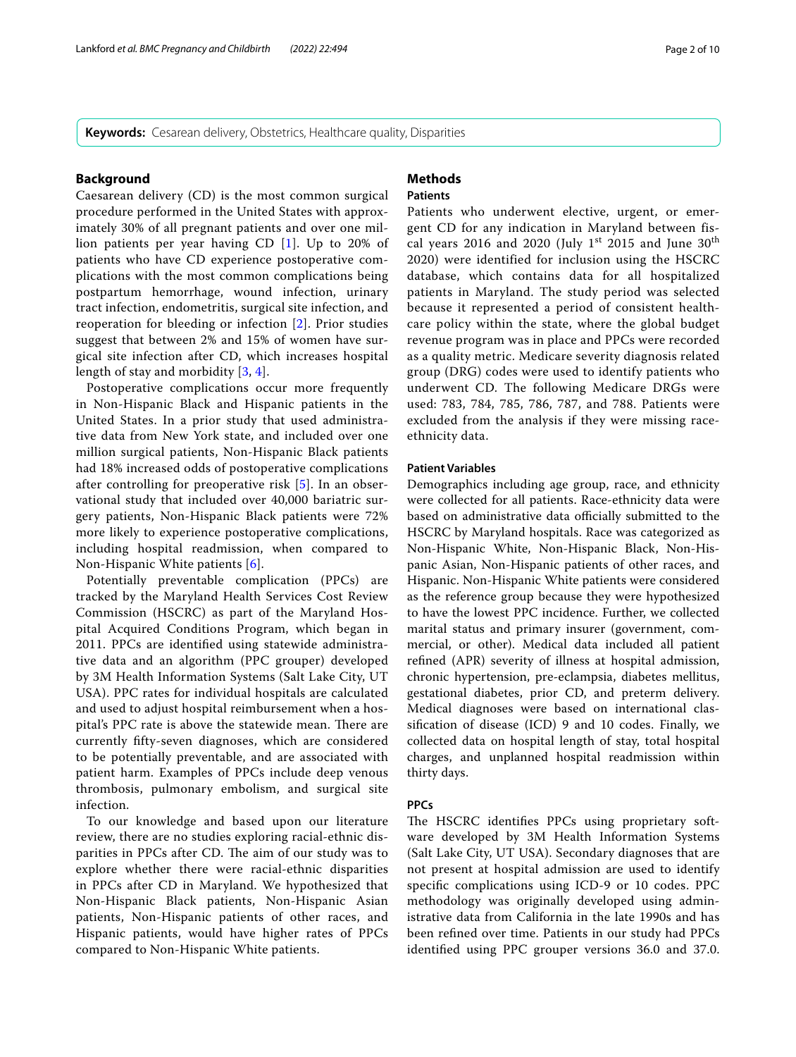**Keywords:** Cesarean delivery, Obstetrics, Healthcare quality, Disparities

## Background

Caesarean delivery (CD) is the most common surgical procedure performed in the United States with approximately 30% of all pregnant patients and over one million patients per year having CD [1]. Up to 20% of patients who have CD experience postoperative complications with the most common complications being postpartum hemorrhage, wound infection, urinary tract infection, endometritis, surgical site infection, and reoperation for bleeding or infection [2]. Prior studies suggest that between 2% and 15% of women have surgical site infection after CD, which increases hospital length of stay and morbidity [3, 4].

Postoperative complications occur more frequently in Non-Hispanic Black and Hispanic patients in the United States. In a prior study that used administrative data from New York state, and included over one million surgical patients, Non-Hispanic Black patients had 18% increased odds of postoperative complications after controlling for preoperative risk [5]. In an observational study that included over 40,000 bariatric surgery patients, Non-Hispanic Black patients were 72% more likely to experience postoperative complications, including hospital readmission, when compared to Non-Hispanic White patients [6].

Potentially preventable complication (PPCs) are tracked by the Maryland Health Services Cost Review Commission (HSCRC) as part of the Maryland Hospital Acquired Conditions Program, which began in 2011. PPCs are identified using statewide administrative data and an algorithm (PPC grouper) developed by 3M Health Information Systems (Salt Lake City, UT USA). PPC rates for individual hospitals are calculated and used to adjust hospital reimbursement when a hospital's PPC rate is above the statewide mean. There are currently fifty-seven diagnoses, which are considered to be potentially preventable, and are associated with patient harm. Examples of PPCs include deep venous thrombosis, pulmonary embolism, and surgical site infection.

To our knowledge and based upon our literature review, there are no studies exploring racial-ethnic disparities in PPCs after CD. The aim of our study was to explore whether there were racial-ethnic disparities in PPCs after CD in Maryland. We hypothesized that Non-Hispanic Black patients, Non-Hispanic Asian patients, Non-Hispanic patients of other races, and Hispanic patients, would have higher rates of PPCs compared to Non-Hispanic White patients.

## Methods

### Patients

Patients who underwent elective, urgent, or emergent CD for any indication in Maryland between fiscal years 2016 and 2020 (July 1st 2015 and June 30th 2020) were identified for inclusion using the HSCRC database, which contains data for all hospitalized patients in Maryland. The study period was selected because it represented a period of consistent healthcare policy within the state, where the global budget revenue program was in place and PPCs were recorded as a quality metric. Medicare severity diagnosis related group (DRG) codes were used to identify patients who underwent CD. The following Medicare DRGs were used: 783, 784, 785, 786, 787, and 788. Patients were excluded from the analysis if they were missing race-ethnicity data.

### Patient Variables

Demographics including age group, race, and ethnicity were collected for all patients. Race-ethnicity data were based on administrative data officially submitted to the HSCRC by Maryland hospitals. Race was categorized as Non-Hispanic White, Non-Hispanic Black, Non-Hispanic Asian, Non-Hispanic patients of other races, and Hispanic. Non-Hispanic White patients were considered as the reference group because they were hypothesized to have the lowest PPC incidence. Further, we collected marital status and primary insurer (government, commercial, or other). Medical data included all patient refined (APR) severity of illness at hospital admission, chronic hypertension, pre-eclampsia, diabetes mellitus, gestational diabetes, prior CD, and preterm delivery. Medical diagnoses were based on international classification of disease (ICD) 9 and 10 codes. Finally, we collected data on hospital length of stay, total hospital charges, and unplanned hospital readmission within thirty days.

### PPCs

The HSCRC identifies PPCs using proprietary software developed by 3M Health Information Systems (Salt Lake City, UT USA). Secondary diagnoses that are not present at hospital admission are used to identify specific complications using ICD-9 or 10 codes. PPC methodology was originally developed using administrative data from California in the late 1990s and has been refined over time. Patients in our study had PPCs identified using PPC grouper versions 36.0 and 37.0.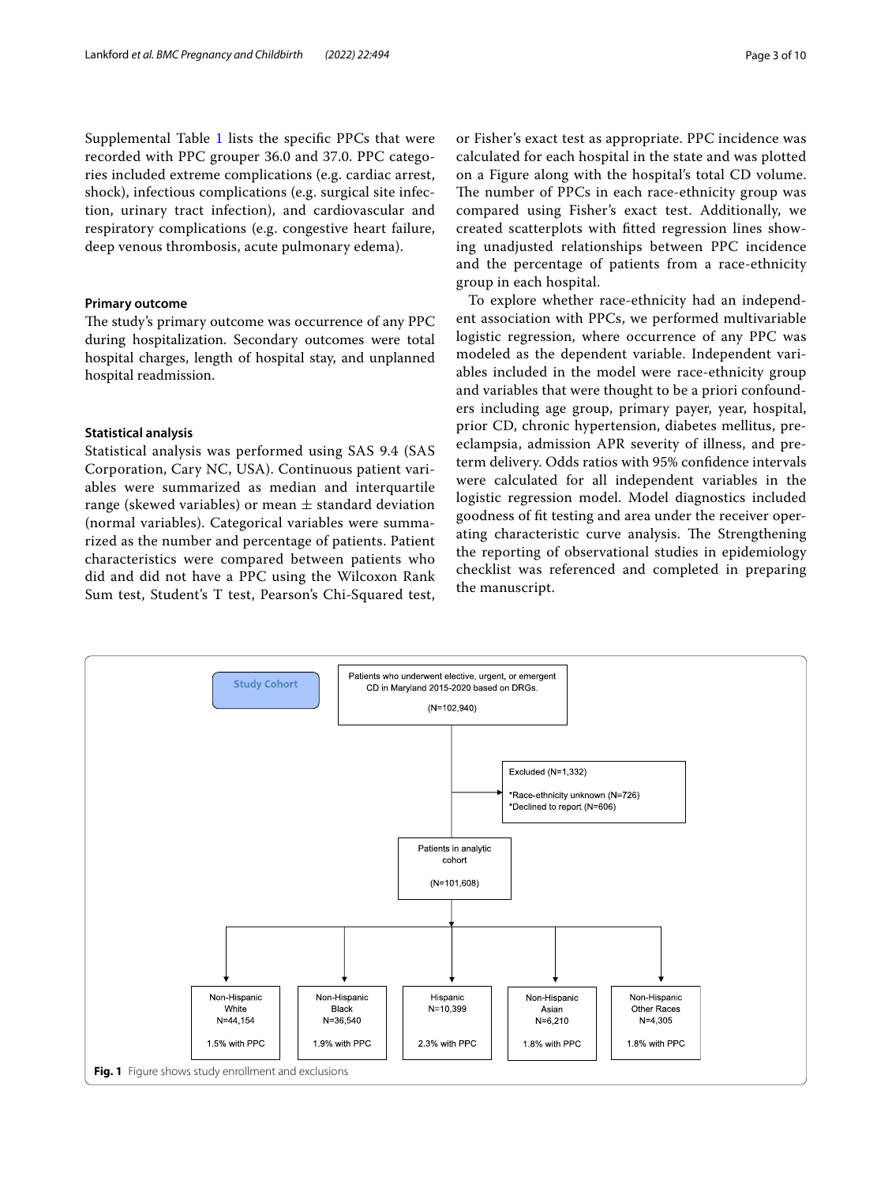Supplemental Table 1 lists the specific PPCs that were recorded with PPC grouper 36.0 and 37.0. PPC categories included extreme complications (e.g. cardiac arrest, shock), infectious complications (e.g. surgical site infection, urinary tract infection), and cardiovascular and respiratory complications (e.g. congestive heart failure, deep venous thrombosis, acute pulmonary edema).

### Primary outcome

The study's primary outcome was occurrence of any PPC during hospitalization. Secondary outcomes were total hospital charges, length of hospital stay, and unplanned hospital readmission.

### Statistical analysis

Statistical analysis was performed using SAS 9.4 (SAS Corporation, Cary NC, USA). Continuous patient variables were summarized as median and interquartile range (skewed variables) or mean ± standard deviation (normal variables). Categorical variables were summarized as the number and percentage of patients. Patient characteristics were compared between patients who did and did not have a PPC using the Wilcoxon Rank Sum test, Student's T test, Pearson's Chi-Squared test, or Fisher's exact test as appropriate. PPC incidence was calculated for each hospital in the state and was plotted on a Figure along with the hospital's total CD volume. The number of PPCs in each race-ethnicity group was compared using Fisher's exact test. Additionally, we created scatterplots with fitted regression lines showing unadjusted relationships between PPC incidence and the percentage of patients from a race-ethnicity group in each hospital.

To explore whether race-ethnicity had an independent association with PPCs, we performed multivariable logistic regression, where occurrence of any PPC was modeled as the dependent variable. Independent variables included in the model were race-ethnicity group and variables that were thought to be a priori confounders including age group, primary payer, year, hospital, prior CD, chronic hypertension, diabetes mellitus, preeclampsia, admission APR severity of illness, and preterm delivery. Odds ratios with 95% confidence intervals were calculated for all independent variables in the logistic regression model. Model diagnostics included goodness of fit testing and area under the receiver operating characteristic curve analysis. The Strengthening the reporting of observational studies in epidemiology checklist was referenced and completed in preparing the manuscript.

**Study Cohort**

Patients who underwent elective, urgent, or emergent CD in Maryland 2015-2020 based on DRGs.
(N=102,940)

Excluded (N=1,332)
*Race-ethnicity unknown (N=726)
*Declined to report (N=606)

Patients in analytic cohort
(N=101,608)

| Non-Hispanic White | Non-Hispanic Black | Hispanic | Non-Hispanic Asian | Non-Hispanic Other Races |
|---|---|---|---|---|
| N=44,154 | N=36,540 | N=10,399 | N=6,210 | N=4,305 |
| 1.5% with PPC | 1.9% with PPC | 2.3% with PPC | 1.8% with PPC | 1.8% with PPC |

**Fig. 1** Figure shows study enrollment and exclusions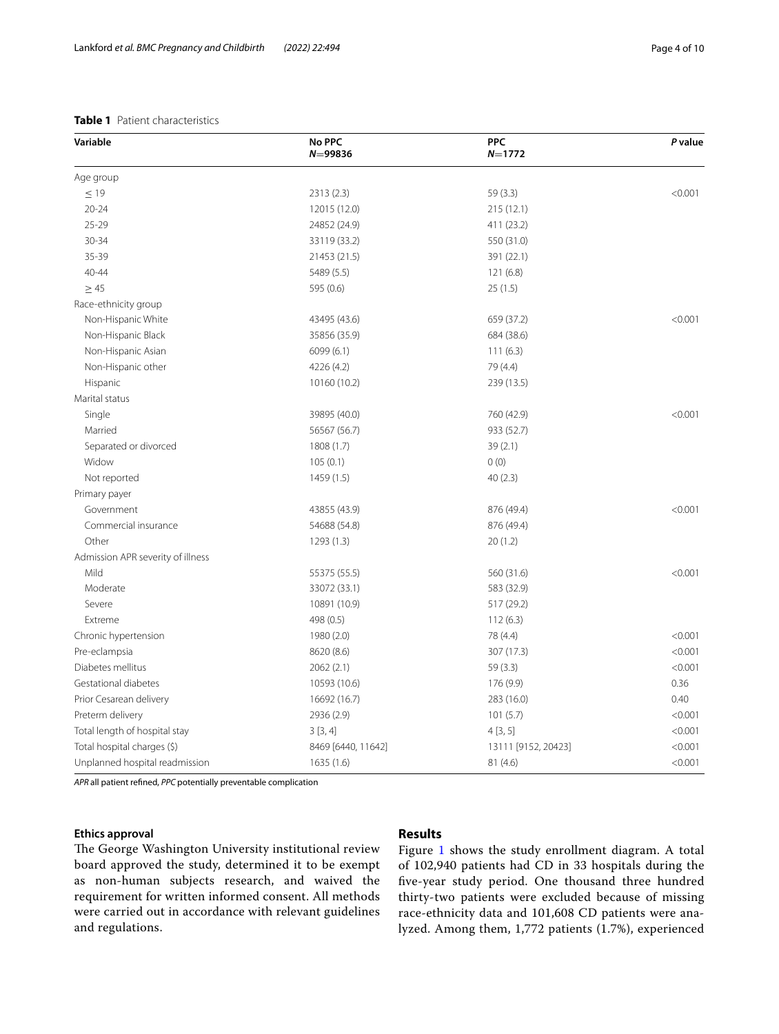**Table 1** Patient characteristics

| Variable | No PPC<br>N=99836 | PPC<br>N=1772 | *P* value |
|---|---|---|---|
| Age group | | | |
| ≤ 19 | 2313 (2.3) | 59 (3.3) | <0.001 |
| 20-24 | 12015 (12.0) | 215 (12.1) | |
| 25-29 | 24852 (24.9) | 411 (23.2) | |
| 30-34 | 33119 (33.2) | 550 (31.0) | |
| 35-39 | 21453 (21.5) | 391 (22.1) | |
| 40-44 | 5489 (5.5) | 121 (6.8) | |
| ≥ 45 | 595 (0.6) | 25 (1.5) | |
| Race-ethnicity group | | | |
| Non-Hispanic White | 43495 (43.6) | 659 (37.2) | <0.001 |
| Non-Hispanic Black | 35856 (35.9) | 684 (38.6) | |
| Non-Hispanic Asian | 6099 (6.1) | 111 (6.3) | |
| Non-Hispanic other | 4226 (4.2) | 79 (4.4) | |
| Hispanic | 10160 (10.2) | 239 (13.5) | |
| Marital status | | | |
| Single | 39895 (40.0) | 760 (42.9) | <0.001 |
| Married | 56567 (56.7) | 933 (52.7) | |
| Separated or divorced | 1808 (1.7) | 39 (2.1) | |
| Widow | 105 (0.1) | 0 (0) | |
| Not reported | 1459 (1.5) | 40 (2.3) | |
| Primary payer | | | |
| Government | 43855 (43.9) | 876 (49.4) | <0.001 |
| Commercial insurance | 54688 (54.8) | 876 (49.4) | |
| Other | 1293 (1.3) | 20 (1.2) | |
| Admission APR severity of illness | | | |
| Mild | 55375 (55.5) | 560 (31.6) | <0.001 |
| Moderate | 33072 (33.1) | 583 (32.9) | |
| Severe | 10891 (10.9) | 517 (29.2) | |
| Extreme | 498 (0.5) | 112 (6.3) | |
| Chronic hypertension | 1980 (2.0) | 78 (4.4) | <0.001 |
| Pre-eclampsia | 8620 (8.6) | 307 (17.3) | <0.001 |
| Diabetes mellitus | 2062 (2.1) | 59 (3.3) | <0.001 |
| Gestational diabetes | 10593 (10.6) | 176 (9.9) | 0.36 |
| Prior Cesarean delivery | 16692 (16.7) | 283 (16.0) | 0.40 |
| Preterm delivery | 2936 (2.9) | 101 (5.7) | <0.001 |
| Total length of hospital stay | 3 [3, 4] | 4 [3, 5] | <0.001 |
| Total hospital charges ($) | 8469 [6440, 11642] | 13111 [9152, 20423] | <0.001 |
| Unplanned hospital readmission | 1635 (1.6) | 81 (4.6) | <0.001 |

*APR* all patient refined, *PPC* potentially preventable complication

### Ethics approval

The George Washington University institutional review board approved the study, determined it to be exempt as non-human subjects research, and waived the requirement for written informed consent. All methods were carried out in accordance with relevant guidelines and regulations.

## Results

Figure 1 shows the study enrollment diagram. A total of 102,940 patients had CD in 33 hospitals during the five-year study period. One thousand three hundred thirty-two patients were excluded because of missing race-ethnicity data and 101,608 CD patients were analyzed. Among them, 1,772 patients (1.7%), experienced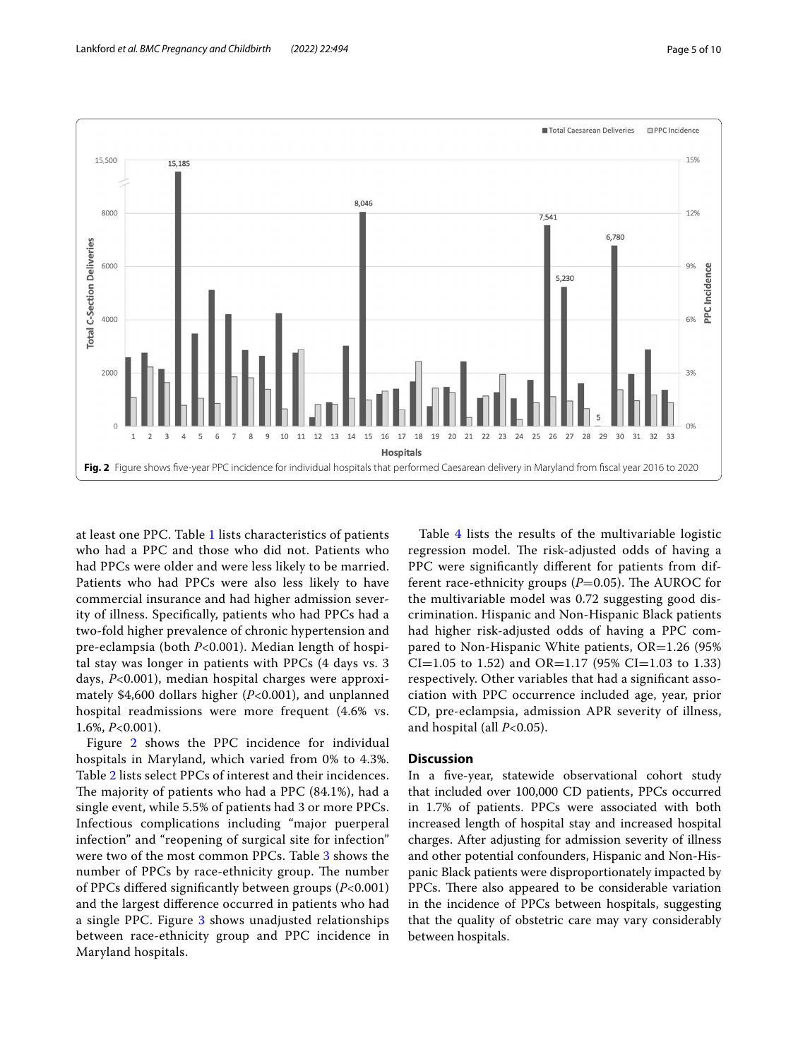Fig. 2 Figure shows five-year PPC incidence for individual hospitals that performed Caesarean delivery in Maryland from fiscal year 2016 to 2020

at least one PPC. Table 1 lists characteristics of patients who had a PPC and those who did not. Patients who had PPCs were older and were less likely to be married. Patients who had PPCs were also less likely to have commercial insurance and had higher admission severity of illness. Specifically, patients who had PPCs had a two-fold higher prevalence of chronic hypertension and pre-eclampsia (both $P<0.001$). Median length of hospital stay was longer in patients with PPCs (4 days vs. 3 days, $P<0.001$), median hospital charges were approximately $4,600 dollars higher ($P<0.001$), and unplanned hospital readmissions were more frequent (4.6% vs. 1.6%, $P<0.001$).

Figure 2 shows the PPC incidence for individual hospitals in Maryland, which varied from 0% to 4.3%. Table 2 lists select PPCs of interest and their incidences. The majority of patients who had a PPC (84.1%), had a single event, while 5.5% of patients had 3 or more PPCs. Infectious complications including "major puerperal infection" and "reopening of surgical site for infection" were two of the most common PPCs. Table 3 shows the number of PPCs by race-ethnicity group. The number of PPCs differed significantly between groups ($P<0.001$) and the largest difference occurred in patients who had a single PPC. Figure 3 shows unadjusted relationships between race-ethnicity group and PPC incidence in Maryland hospitals.

Table 4 lists the results of the multivariable logistic regression model. The risk-adjusted odds of having a PPC were significantly different for patients from different race-ethnicity groups ($P=0.05$). The AUROC for the multivariable model was 0.72 suggesting good discrimination. Hispanic and Non-Hispanic Black patients had higher risk-adjusted odds of having a PPC compared to Non-Hispanic White patients, OR=1.26 (95% CI=1.05 to 1.52) and OR=1.17 (95% CI=1.03 to 1.33) respectively. Other variables that had a significant association with PPC occurrence included age, year, prior CD, pre-eclampsia, admission APR severity of illness, and hospital (all $P<0.05$).

## Discussion

In a five-year, statewide observational cohort study that included over 100,000 CD patients, PPCs occurred in 1.7% of patients. PPCs were associated with both increased length of hospital stay and increased hospital charges. After adjusting for admission severity of illness and other potential confounders, Hispanic and Non-Hispanic Black patients were disproportionately impacted by PPCs. There also appeared to be considerable variation in the incidence of PPCs between hospitals, suggesting that the quality of obstetric care may vary considerably between hospitals.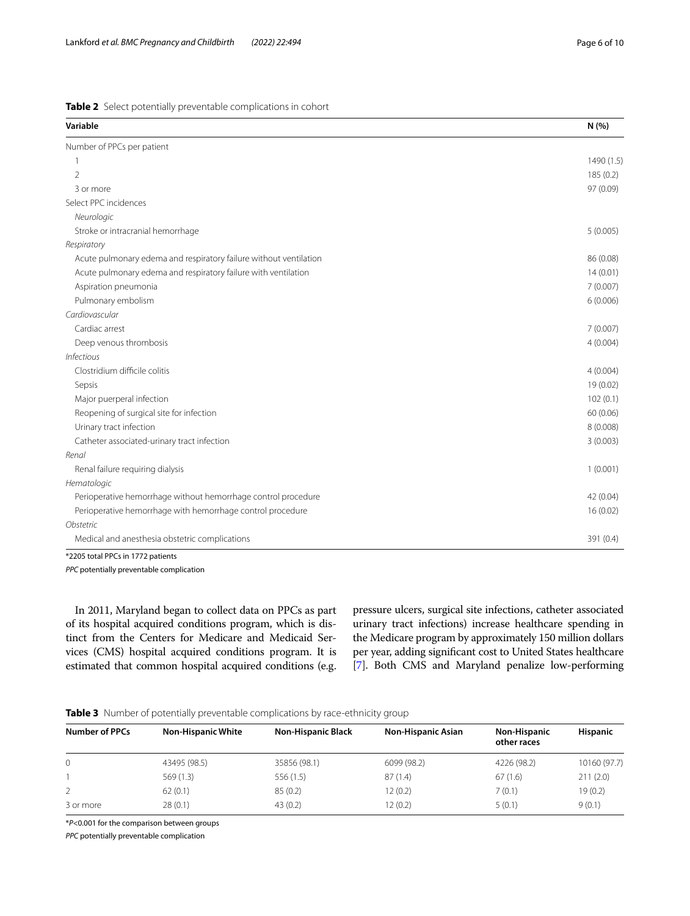**Table 2** Select potentially preventable complications in cohort

| Variable | N (%) |
|---|---|
| Number of PPCs per patient | |
| 1 | 1490 (1.5) |
| 2 | 185 (0.2) |
| 3 or more | 97 (0.09) |
| Select PPC incidences | |
| *Neurologic* | |
| Stroke or intracranial hemorrhage | 5 (0.005) |
| *Respiratory* | |
| Acute pulmonary edema and respiratory failure without ventilation | 86 (0.08) |
| Acute pulmonary edema and respiratory failure with ventilation | 14 (0.01) |
| Aspiration pneumonia | 7 (0.007) |
| Pulmonary embolism | 6 (0.006) |
| *Cardiovascular* | |
| Cardiac arrest | 7 (0.007) |
| Deep venous thrombosis | 4 (0.004) |
| *Infectious* | |
| Clostridium difficile colitis | 4 (0.004) |
| Sepsis | 19 (0.02) |
| Major puerperal infection | 102 (0.1) |
| Reopening of surgical site for infection | 60 (0.06) |
| Urinary tract infection | 8 (0.008) |
| Catheter associated-urinary tract infection | 3 (0.003) |
| *Renal* | |
| Renal failure requiring dialysis | 1 (0.001) |
| *Hematologic* | |
| Perioperative hemorrhage without hemorrhage control procedure | 42 (0.04) |
| Perioperative hemorrhage with hemorrhage control procedure | 16 (0.02) |
| *Obstetric* | |
| Medical and anesthesia obstetric complications | 391 (0.4) |

*2205 total PPCs in 1772 patients

*PPC* potentially preventable complication

In 2011, Maryland began to collect data on PPCs as part of its hospital acquired conditions program, which is distinct from the Centers for Medicare and Medicaid Services (CMS) hospital acquired conditions program. It is estimated that common hospital acquired conditions (e.g. pressure ulcers, surgical site infections, catheter associated urinary tract infections) increase healthcare spending in the Medicare program by approximately 150 million dollars per year, adding significant cost to United States healthcare [7]. Both CMS and Maryland penalize low-performing

**Table 3** Number of potentially preventable complications by race-ethnicity group

| Number of PPCs | Non-Hispanic White | Non-Hispanic Black | Non-Hispanic Asian | Non-Hispanic other races | Hispanic |
|---|---|---|---|---|---|
| 0 | 43495 (98.5) | 35856 (98.1) | 6099 (98.2) | 4226 (98.2) | 10160 (97.7) |
| 1 | 569 (1.3) | 556 (1.5) | 87 (1.4) | 67 (1.6) | 211 (2.0) |
| 2 | 62 (0.1) | 85 (0.2) | 12 (0.2) | 7 (0.1) | 19 (0.2) |
| 3 or more | 28 (0.1) | 43 (0.2) | 12 (0.2) | 5 (0.1) | 9 (0.1) |

*$P<0.001$ for the comparison between groups

*PPC* potentially preventable complication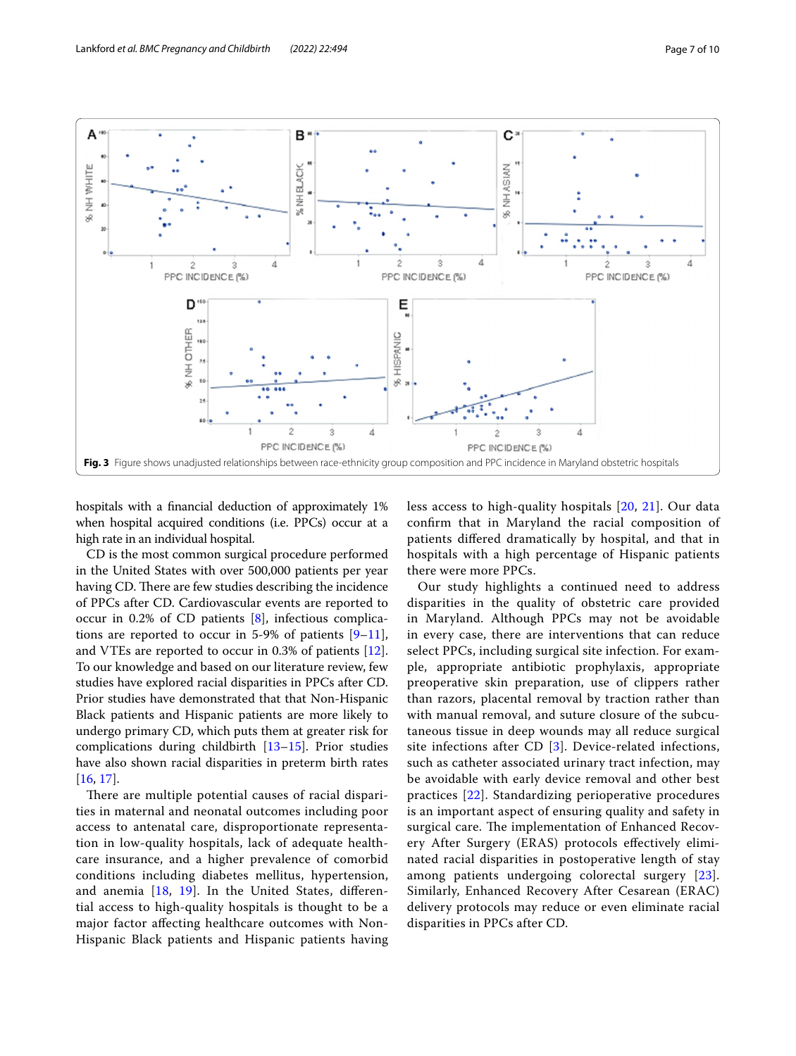**Fig. 3** Figure shows unadjusted relationships between race-ethnicity group composition and PPC incidence in Maryland obstetric hospitals

hospitals with a financial deduction of approximately 1% when hospital acquired conditions (i.e. PPCs) occur at a high rate in an individual hospital.

CD is the most common surgical procedure performed in the United States with over 500,000 patients per year having CD. There are few studies describing the incidence of PPCs after CD. Cardiovascular events are reported to occur in 0.2% of CD patients [8], infectious complications are reported to occur in 5-9% of patients [9–11], and VTEs are reported to occur in 0.3% of patients [12]. To our knowledge and based on our literature review, few studies have explored racial disparities in PPCs after CD. Prior studies have demonstrated that that Non-Hispanic Black patients and Hispanic patients are more likely to undergo primary CD, which puts them at greater risk for complications during childbirth [13–15]. Prior studies have also shown racial disparities in preterm birth rates [16, 17].

There are multiple potential causes of racial disparities in maternal and neonatal outcomes including poor access to antenatal care, disproportionate representation in low-quality hospitals, lack of adequate healthcare insurance, and a higher prevalence of comorbid conditions including diabetes mellitus, hypertension, and anemia [18, 19]. In the United States, differential access to high-quality hospitals is thought to be a major factor affecting healthcare outcomes with Non-Hispanic Black patients and Hispanic patients having less access to high-quality hospitals [20, 21]. Our data confirm that in Maryland the racial composition of patients differed dramatically by hospital, and that in hospitals with a high percentage of Hispanic patients there were more PPCs.

Our study highlights a continued need to address disparities in the quality of obstetric care provided in Maryland. Although PPCs may not be avoidable in every case, there are interventions that can reduce select PPCs, including surgical site infection. For example, appropriate antibiotic prophylaxis, appropriate preoperative skin preparation, use of clippers rather than razors, placental removal by traction rather than with manual removal, and suture closure of the subcutaneous tissue in deep wounds may all reduce surgical site infections after CD [3]. Device-related infections, such as catheter associated urinary tract infection, may be avoidable with early device removal and other best practices [22]. Standardizing perioperative procedures is an important aspect of ensuring quality and safety in surgical care. The implementation of Enhanced Recovery After Surgery (ERAS) protocols effectively eliminated racial disparities in postoperative length of stay among patients undergoing colorectal surgery [23]. Similarly, Enhanced Recovery After Cesarean (ERAC) delivery protocols may reduce or even eliminate racial disparities in PPCs after CD.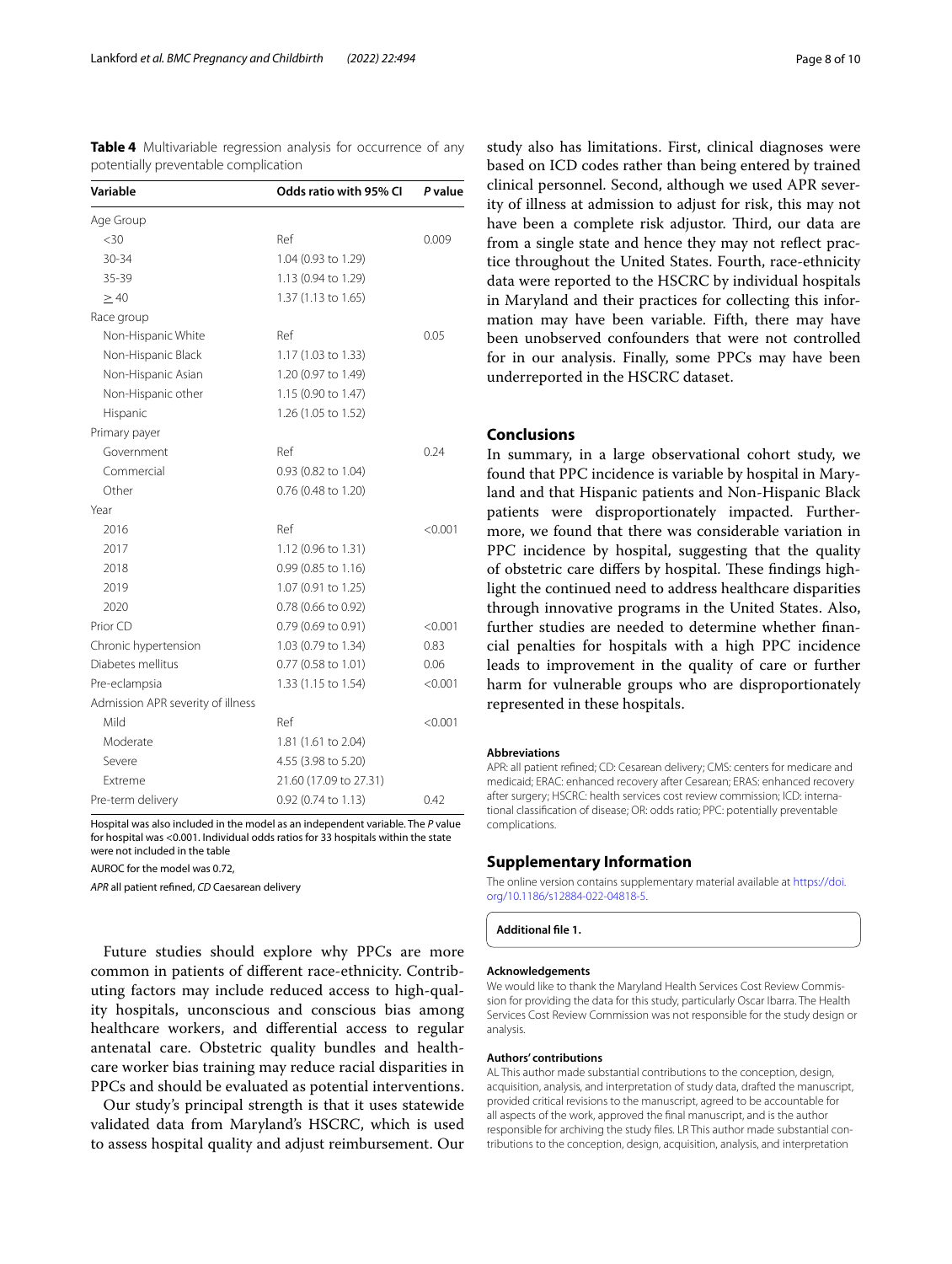**Table 4** Multivariable regression analysis for occurrence of any potentially preventable complication

| Variable | Odds ratio with 95% CI | *P* value |
|---|---|---|
| Age Group | | |
| <30 | Ref | 0.009 |
| 30-34 | 1.04 (0.93 to 1.29) | |
| 35-39 | 1.13 (0.94 to 1.29) | |
| ≥ 40 | 1.37 (1.13 to 1.65) | |
| Race group | | |
| Non-Hispanic White | Ref | 0.05 |
| Non-Hispanic Black | 1.17 (1.03 to 1.33) | |
| Non-Hispanic Asian | 1.20 (0.97 to 1.49) | |
| Non-Hispanic other | 1.15 (0.90 to 1.47) | |
| Hispanic | 1.26 (1.05 to 1.52) | |
| Primary payer | | |
| Government | Ref | 0.24 |
| Commercial | 0.93 (0.82 to 1.04) | |
| Other | 0.76 (0.48 to 1.20) | |
| Year | | |
| 2016 | Ref | <0.001 |
| 2017 | 1.12 (0.96 to 1.31) | |
| 2018 | 0.99 (0.85 to 1.16) | |
| 2019 | 1.07 (0.91 to 1.25) | |
| 2020 | 0.78 (0.66 to 0.92) | |
| Prior CD | 0.79 (0.69 to 0.91) | <0.001 |
| Chronic hypertension | 1.03 (0.79 to 1.34) | 0.83 |
| Diabetes mellitus | 0.77 (0.58 to 1.01) | 0.06 |
| Pre-eclampsia | 1.33 (1.15 to 1.54) | <0.001 |
| Admission APR severity of illness | | |
| Mild | Ref | <0.001 |
| Moderate | 1.81 (1.61 to 2.04) | |
| Severe | 4.55 (3.98 to 5.20) | |
| Extreme | 21.60 (17.09 to 27.31) | |
| Pre-term delivery | 0.92 (0.74 to 1.13) | 0.42 |

Hospital was also included in the model as an independent variable. The *P* value for hospital was <0.001. Individual odds ratios for 33 hospitals within the state were not included in the table

AUROC for the model was 0.72,

*APR* all patient refined, *CD* Caesarean delivery

Future studies should explore why PPCs are more common in patients of different race-ethnicity. Contributing factors may include reduced access to high-quality hospitals, unconscious and conscious bias among healthcare workers, and differential access to regular antenatal care. Obstetric quality bundles and healthcare worker bias training may reduce racial disparities in PPCs and should be evaluated as potential interventions.

Our study's principal strength is that it uses statewide validated data from Maryland's HSCRC, which is used to assess hospital quality and adjust reimbursement. Our study also has limitations. First, clinical diagnoses were based on ICD codes rather than being entered by trained clinical personnel. Second, although we used APR severity of illness at admission to adjust for risk, this may not have been a complete risk adjustor. Third, our data are from a single state and hence they may not reflect practice throughout the United States. Fourth, race-ethnicity data were reported to the HSCRC by individual hospitals in Maryland and their practices for collecting this information may have been variable. Fifth, there may have been unobserved confounders that were not controlled for in our analysis. Finally, some PPCs may have been underreported in the HSCRC dataset.

## Conclusions

In summary, in a large observational cohort study, we found that PPC incidence is variable by hospital in Maryland and that Hispanic patients and Non-Hispanic Black patients were disproportionately impacted. Furthermore, we found that there was considerable variation in PPC incidence by hospital, suggesting that the quality of obstetric care differs by hospital. These findings highlight the continued need to address healthcare disparities through innovative programs in the United States. Also, further studies are needed to determine whether financial penalties for hospitals with a high PPC incidence leads to improvement in the quality of care or further harm for vulnerable groups who are disproportionately represented in these hospitals.

### Abbreviations

APR: all patient refined; CD: Cesarean delivery; CMS: centers for medicare and medicaid; ERAC: enhanced recovery after Cesarean; ERAS: enhanced recovery after surgery; HSCRC: health services cost review commission; ICD: international classification of disease; OR: odds ratio; PPC: potentially preventable complications.

## Supplementary Information

The online version contains supplementary material available at https://doi.org/10.1186/s12884-022-04818-5.

**Additional file 1.**

### Acknowledgements

We would like to thank the Maryland Health Services Cost Review Commission for providing the data for this study, particularly Oscar Ibarra. The Health Services Cost Review Commission was not responsible for the study design or analysis.

### Authors' contributions

AL This author made substantial contributions to the conception, design, acquisition, analysis, and interpretation of study data, drafted the manuscript, provided critical revisions to the manuscript, agreed to be accountable for all aspects of the work, approved the final manuscript, and is the author responsible for archiving the study files. LR This author made substantial contributions to the conception, design, acquisition, analysis, and interpretation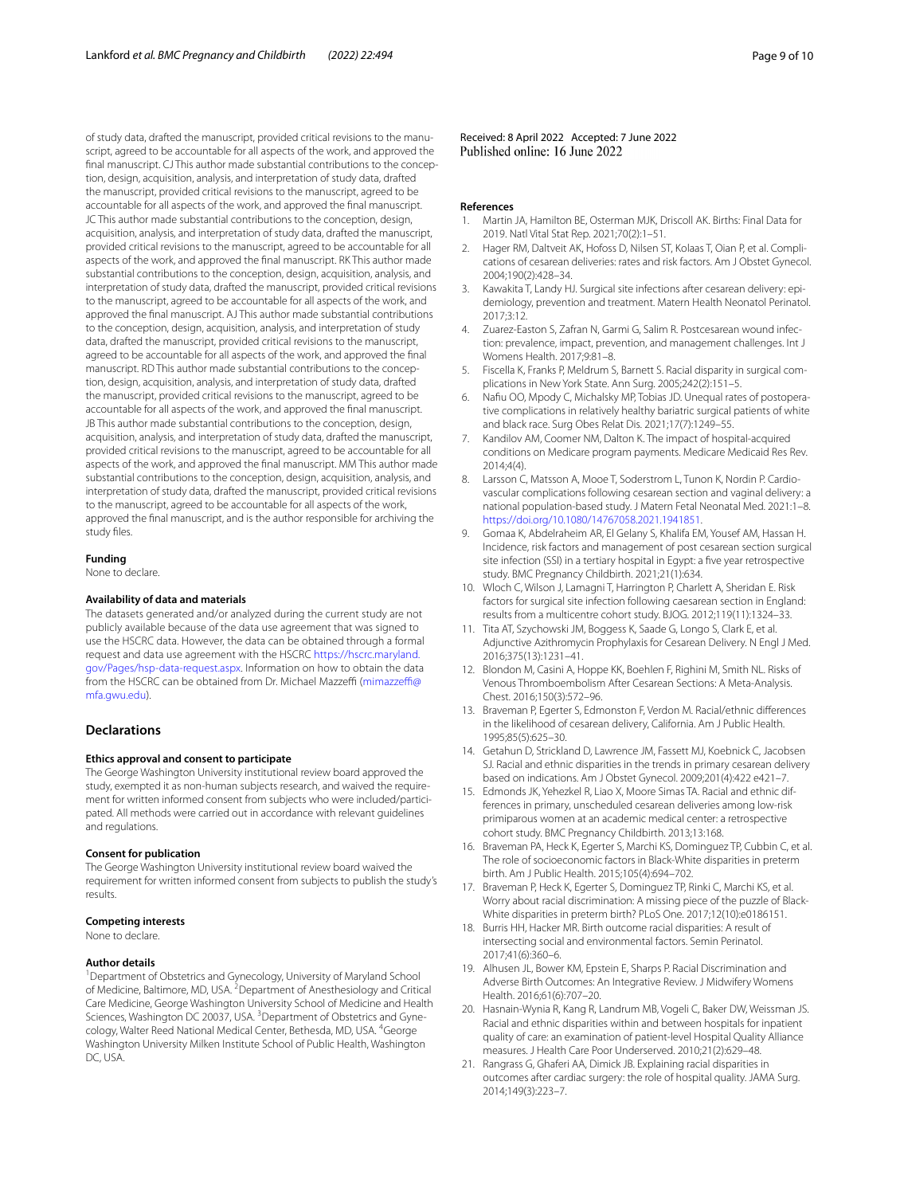of study data, drafted the manuscript, provided critical revisions to the manuscript, agreed to be accountable for all aspects of the work, and approved the final manuscript. CJ This author made substantial contributions to the conception, design, acquisition, analysis, and interpretation of study data, drafted the manuscript, provided critical revisions to the manuscript, agreed to be accountable for all aspects of the work, and approved the final manuscript. JC This author made substantial contributions to the conception, design, acquisition, analysis, and interpretation of study data, drafted the manuscript, provided critical revisions to the manuscript, agreed to be accountable for all aspects of the work, and approved the final manuscript. RK This author made substantial contributions to the conception, design, acquisition, analysis, and interpretation of study data, drafted the manuscript, provided critical revisions to the manuscript, agreed to be accountable for all aspects of the work, and approved the final manuscript. AJ This author made substantial contributions to the conception, design, acquisition, analysis, and interpretation of study data, drafted the manuscript, provided critical revisions to the manuscript, agreed to be accountable for all aspects of the work, and approved the final manuscript. RD This author made substantial contributions to the conception, design, acquisition, analysis, and interpretation of study data, drafted the manuscript, provided critical revisions to the manuscript, agreed to be accountable for all aspects of the work, and approved the final manuscript. JB This author made substantial contributions to the conception, design, acquisition, analysis, and interpretation of study data, drafted the manuscript, provided critical revisions to the manuscript, agreed to be accountable for all aspects of the work, and approved the final manuscript. MM This author made substantial contributions to the conception, design, acquisition, analysis, and interpretation of study data, drafted the manuscript, provided critical revisions to the manuscript, agreed to be accountable for all aspects of the work, approved the final manuscript, and is the author responsible for archiving the study files.

#### Funding
None to declare.

#### Availability of data and materials
The datasets generated and/or analyzed during the current study are not publicly available because of the data use agreement that was signed to use the HSCRC data. However, the data can be obtained through a formal request and data use agreement with the HSCRC https://hscrc.maryland.gov/Pages/hsp-data-request.aspx. Information on how to obtain the data from the HSCRC can be obtained from Dr. Michael Mazzeffi (mimazzeffi@mfa.gwu.edu).

## Declarations

#### Ethics approval and consent to participate
The George Washington University institutional review board approved the study, exempted it as non-human subjects research, and waived the requirement for written informed consent from subjects who were included/participated. All methods were carried out in accordance with relevant guidelines and regulations.

#### Consent for publication
The George Washington University institutional review board waived the requirement for written informed consent from subjects to publish the study's results.

#### Competing interests
None to declare.

#### Author details
[1]Department of Obstetrics and Gynecology, University of Maryland School of Medicine, Baltimore, MD, USA. [2]Department of Anesthesiology and Critical Care Medicine, George Washington University School of Medicine and Health Sciences, Washington DC 20037, USA. [3]Department of Obstetrics and Gynecology, Walter Reed National Medical Center, Bethesda, MD, USA. [4]George Washington University Milken Institute School of Public Health, Washington DC, USA.

Received: 8 April 2022 Accepted: 7 June 2022
Published online: 16 June 2022

#### References

1. Martin JA, Hamilton BE, Osterman MJK, Driscoll AK. Births: Final Data for 2019. Natl Vital Stat Rep. 2021;70(2):1–51.
2. Hager RM, Daltveit AK, Hofoss D, Nilsen ST, Kolaas T, Oian P, et al. Complications of cesarean deliveries: rates and risk factors. Am J Obstet Gynecol. 2004;190(2):428–34.
3. Kawakita T, Landy HJ. Surgical site infections after cesarean delivery: epidemiology, prevention and treatment. Matern Health Neonatol Perinatol. 2017;3:12.
4. Zuarez-Easton S, Zafran N, Garmi G, Salim R. Postcesarean wound infection: prevalence, impact, prevention, and management challenges. Int J Womens Health. 2017;9:81–8.
5. Fiscella K, Franks P, Meldrum S, Barnett S. Racial disparity in surgical complications in New York State. Ann Surg. 2005;242(2):151–5.
6. Nafiu OO, Mpody C, Michalsky MP, Tobias JD. Unequal rates of postoperative complications in relatively healthy bariatric surgical patients of white and black race. Surg Obes Relat Dis. 2021;17(7):1249–55.
7. Kandilov AM, Coomer NM, Dalton K. The impact of hospital-acquired conditions on Medicare program payments. Medicare Medicaid Res Rev. 2014;4(4).
8. Larsson C, Matsson A, Mooe T, Soderstrom L, Tunon K, Nordin P. Cardiovascular complications following cesarean section and vaginal delivery: a national population-based study. J Matern Fetal Neonatal Med. 2021:1–8. https://doi.org/10.1080/14767058.2021.1941851.
9. Gomaa K, Abdelraheim AR, El Gelany S, Khalifa EM, Yousef AM, Hassan H. Incidence, risk factors and management of post cesarean section surgical site infection (SSI) in a tertiary hospital in Egypt: a five year retrospective study. BMC Pregnancy Childbirth. 2021;21(1):634.
10. Wloch C, Wilson J, Lamagni T, Harrington P, Charlett A, Sheridan E. Risk factors for surgical site infection following caesarean section in England: results from a multicentre cohort study. BJOG. 2012;119(11):1324–33.
11. Tita AT, Szychowski JM, Boggess K, Saade G, Longo S, Clark E, et al. Adjunctive Azithromycin Prophylaxis for Cesarean Delivery. N Engl J Med. 2016;375(13):1231–41.
12. Blondon M, Casini A, Hoppe KK, Boehlen F, Righini M, Smith NL. Risks of Venous Thromboembolism After Cesarean Sections: A Meta-Analysis. Chest. 2016;150(3):572–96.
13. Braveman P, Egerter S, Edmonston F, Verdon M. Racial/ethnic differences in the likelihood of cesarean delivery, California. Am J Public Health. 1995;85(5):625–30.
14. Getahun D, Strickland D, Lawrence JM, Fassett MJ, Koebnick C, Jacobsen SJ. Racial and ethnic disparities in the trends in primary cesarean delivery based on indications. Am J Obstet Gynecol. 2009;201(4):422 e421–7.
15. Edmonds JK, Yehezkel R, Liao X, Moore Simas TA. Racial and ethnic differences in primary, unscheduled cesarean deliveries among low-risk primiparous women at an academic medical center: a retrospective cohort study. BMC Pregnancy Childbirth. 2013;13:168.
16. Braveman PA, Heck K, Egerter S, Marchi KS, Dominguez TP, Cubbin C, et al. The role of socioeconomic factors in Black-White disparities in preterm birth. Am J Public Health. 2015;105(4):694–702.
17. Braveman P, Heck K, Egerter S, Dominguez TP, Rinki C, Marchi KS, et al. Worry about racial discrimination: A missing piece of the puzzle of Black-White disparities in preterm birth? PLoS One. 2017;12(10):e0186151.
18. Burris HH, Hacker MR. Birth outcome racial disparities: A result of intersecting social and environmental factors. Semin Perinatol. 2017;41(6):360–6.
19. Alhusen JL, Bower KM, Epstein E, Sharps P. Racial Discrimination and Adverse Birth Outcomes: An Integrative Review. J Midwifery Womens Health. 2016;61(6):707–20.
20. Hasnain-Wynia R, Kang R, Landrum MB, Vogeli C, Baker DW, Weissman JS. Racial and ethnic disparities within and between hospitals for inpatient quality of care: an examination of patient-level Hospital Quality Alliance measures. J Health Care Poor Underserved. 2010;21(2):629–48.
21. Rangrass G, Ghaferi AA, Dimick JB. Explaining racial disparities in outcomes after cardiac surgery: the role of hospital quality. JAMA Surg. 2014;149(3):223–7.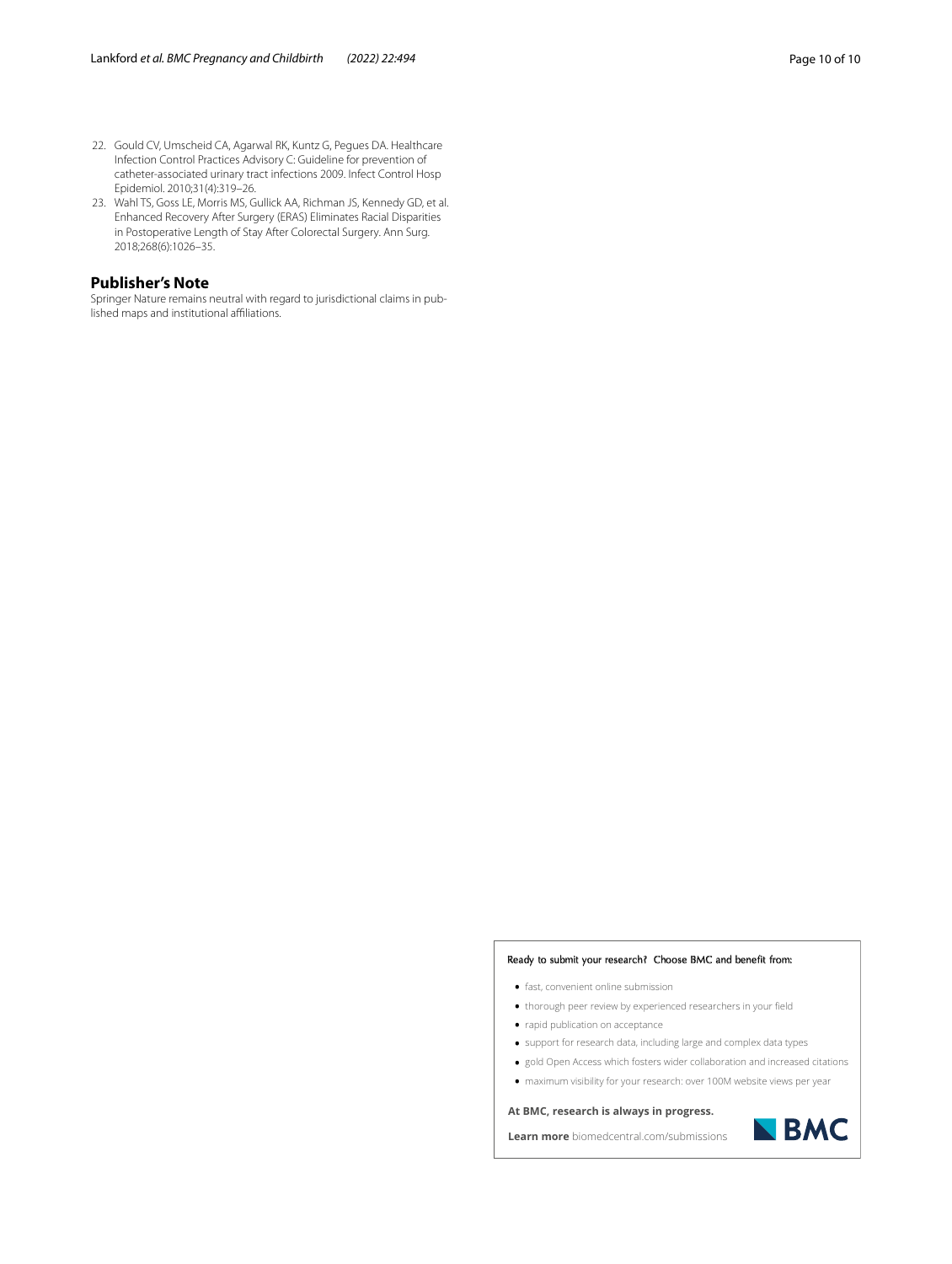22. Gould CV, Umscheid CA, Agarwal RK, Kuntz G, Pegues DA. Healthcare Infection Control Practices Advisory C: Guideline for prevention of catheter-associated urinary tract infections 2009. Infect Control Hosp Epidemiol. 2010;31(4):319–26.
23. Wahl TS, Goss LE, Morris MS, Gullick AA, Richman JS, Kennedy GD, et al. Enhanced Recovery After Surgery (ERAS) Eliminates Racial Disparities in Postoperative Length of Stay After Colorectal Surgery. Ann Surg. 2018;268(6):1026–35.

## Publisher's Note

Springer Nature remains neutral with regard to jurisdictional claims in published maps and institutional affiliations.

Ready to submit your research? Choose BMC and benefit from:

- fast, convenient online submission
- thorough peer review by experienced researchers in your field
- rapid publication on acceptance
- support for research data, including large and complex data types
- gold Open Access which fosters wider collaboration and increased citations
- maximum visibility for your research: over 100M website views per year

**At BMC, research is always in progress.**

**Learn more** biomedcentral.com/submissions

BMC